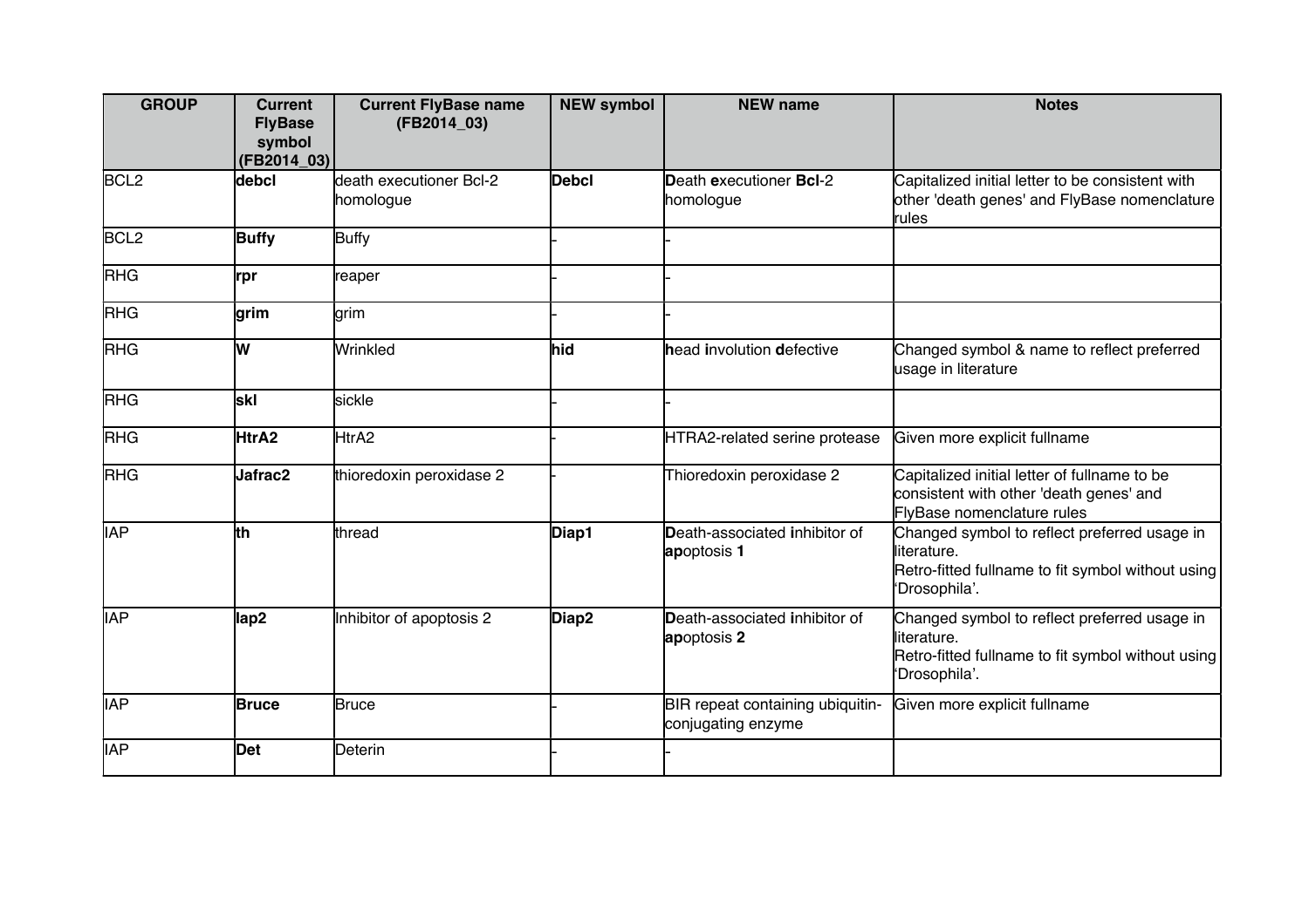| GROUP | Current FlyBase symbol (FB2014_03) | Current FlyBase name (FB2014_03) | NEW symbol | NEW name | Notes |
|---|---|---|---|---|---|
| BCL2 | **debcl** | death executioner Bcl-2 homologue | **Debcl** | **D**eath **e**xecutioner **Bcl**-2 homologue | Capitalized initial letter to be consistent with other 'death genes' and FlyBase nomenclature rules |
| BCL2 | **Buffy** | Buffy | - | - | |
| RHG | **rpr** | reaper | - | - | |
| RHG | **grim** | grim | - | - | |
| RHG | **W** | Wrinkled | **hid** | **h**ead **i**nvolution **d**efective | Changed symbol & name to reflect preferred usage in literature |
| RHG | **skl** | sickle | - | - | |
| RHG | **HtrA2** | HtrA2 | - | HTRA2-related serine protease | Given more explicit fullname |
| RHG | **Jafrac2** | thioredoxin peroxidase 2 | - | Thioredoxin peroxidase 2 | Capitalized initial letter of fullname to be consistent with other 'death genes' and FlyBase nomenclature rules |
| IAP | **th** | thread | **Diap1** | **D**eath-associated **i**nhibitor of **ap**optosis **1** | Changed symbol to reflect preferred usage in literature. Retro-fitted fullname to fit symbol without using 'Drosophila'. |
| IAP | **Iap2** | Inhibitor of apoptosis 2 | **Diap2** | **D**eath-associated **i**nhibitor of **ap**optosis **2** | Changed symbol to reflect preferred usage in literature. Retro-fitted fullname to fit symbol without using 'Drosophila'. |
| IAP | **Bruce** | Bruce | - | BIR repeat containing ubiquitin-conjugating enzyme | Given more explicit fullname |
| IAP | **Det** | Deterin | - | - | |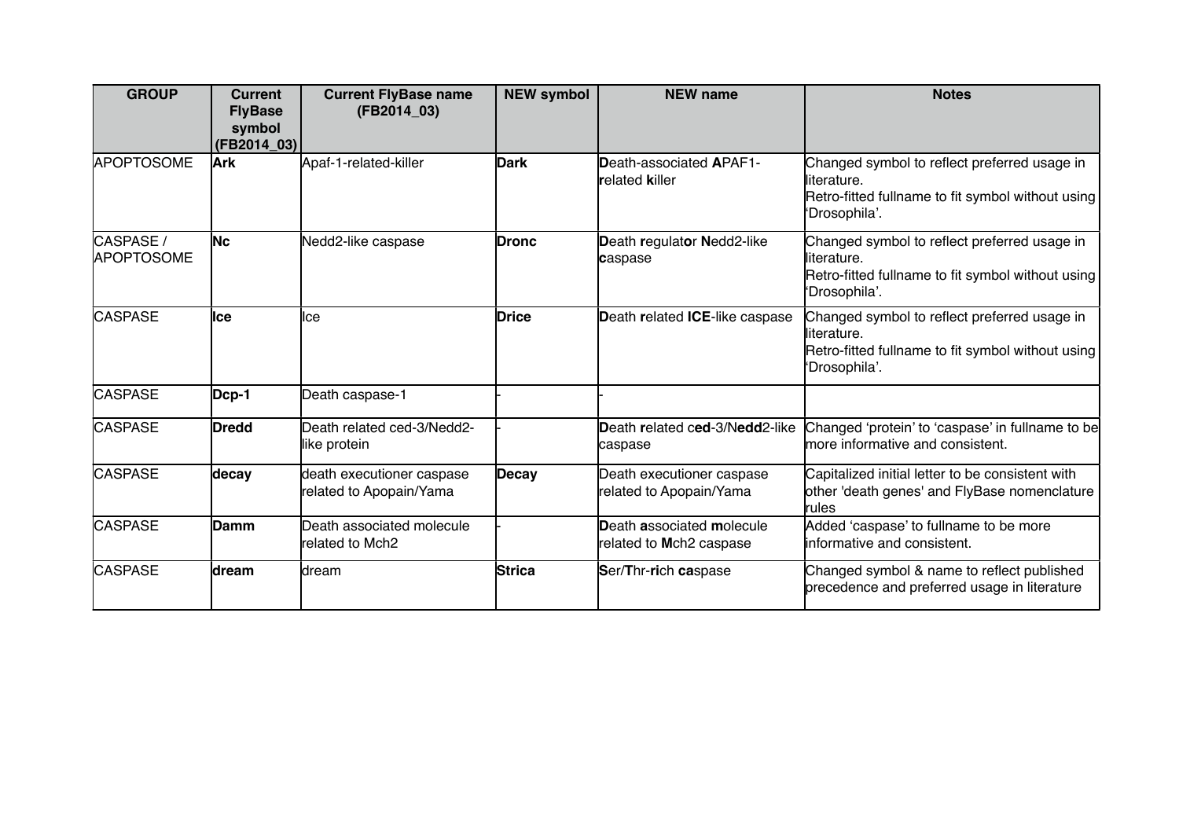| GROUP | Current FlyBase symbol (FB2014_03) | Current FlyBase name (FB2014_03) | NEW symbol | NEW name | Notes |
|---|---|---|---|---|---|
| APOPTOSOME | **Ark** | Apaf-1-related-killer | **Dark** | **D**eath-associated **A**PAF1-**r**elated **k**iller | Changed symbol to reflect preferred usage in literature. Retro-fitted fullname to fit symbol without using 'Drosophila'. |
| CASPASE / APOPTOSOME | **Nc** | Nedd2-like caspase | **Dronc** | **D**eath **r**egulat**o**r **N**edd2-like **c**aspase | Changed symbol to reflect preferred usage in literature. Retro-fitted fullname to fit symbol without using 'Drosophila'. |
| CASPASE | **Ice** | Ice | **Drice** | **D**eath **r**elated **ICE**-like caspase | Changed symbol to reflect preferred usage in literature. Retro-fitted fullname to fit symbol without using 'Drosophila'. |
| CASPASE | **Dcp-1** | Death caspase-1 | - | - | |
| CASPASE | **Dredd** | Death related ced-3/Nedd2-like protein | - | **D**eath **r**elated c**ed**-3/N**edd**2-like caspase | Changed 'protein' to 'caspase' in fullname to be more informative and consistent. |
| CASPASE | **decay** | death executioner caspase related to Apopain/Yama | **Decay** | Death executioner caspase related to Apopain/Yama | Capitalized initial letter to be consistent with other 'death genes' and FlyBase nomenclature rules |
| CASPASE | **Damm** | Death associated molecule related to Mch2 | - | **D**eath **a**ssociated **m**olecule related to **M**ch2 caspase | Added 'caspase' to fullname to be more informative and consistent. |
| CASPASE | **dream** | dream | **Strica** | **S**er/**T**hr-**ri**ch **ca**spase | Changed symbol & name to reflect published precedence and preferred usage in literature |